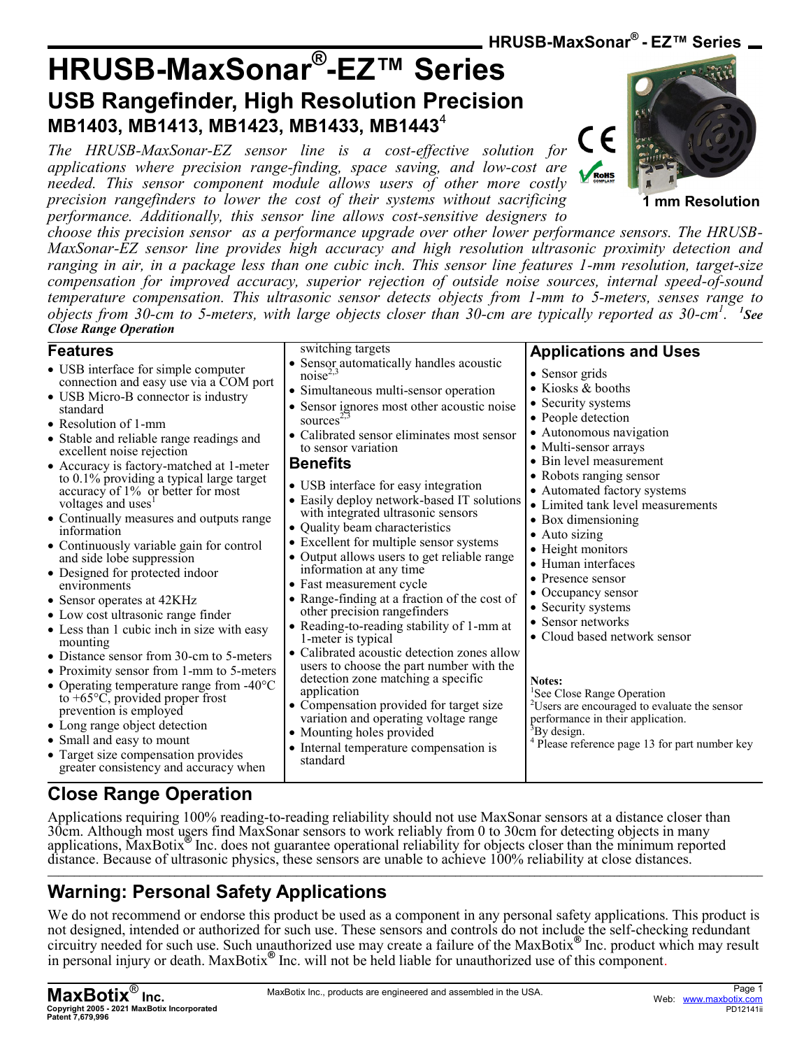# HRUSB-MaxSonar®-EZ™ Series

## USB Rangefinder, High Resolution Precision

### MB1403, MB1413, MB1423, MB1433, MB1443[4]

*The HRUSB-MaxSonar-EZ sensor line is a cost-effective solution for applications where precision range-finding, space saving, and low-cost are needed. This sensor component module allows users of other more costly precision rangefinders to lower the cost of their systems without sacrificing performance. Additionally, this sensor line allows cost-sensitive designers to choose this precision sensor as a performance upgrade over other lower performance sensors. The HRUSB-MaxSonar-EZ sensor line provides high accuracy and high resolution ultrasonic proximity detection and ranging in air, in a package less than one cubic inch. This sensor line features 1-mm resolution, target-size compensation for improved accuracy, superior rejection of outside noise sources, internal speed-of-sound temperature compensation. This ultrasonic sensor detects objects from 1-mm to 5-meters, senses range to objects from 30-cm to 5-meters, with large objects closer than 30-cm are typically reported as 30-cm[1].* ***[1]See Close Range Operation***

**1 mm Resolution**

## Features

- USB interface for simple computer connection and easy use via a COM port
- USB Micro-B connector is industry standard
- Resolution of 1-mm
- Stable and reliable range readings and excellent noise rejection
- Accuracy is factory-matched at 1-meter to 0.1% providing a typical large target accuracy of 1% or better for most voltages and uses[1]
- Continually measures and outputs range information
- Continuously variable gain for control and side lobe suppression
- Designed for protected indoor environments
- Sensor operates at 42KHz
- Low cost ultrasonic range finder
- Less than 1 cubic inch in size with easy mounting
- Distance sensor from 30-cm to 5-meters
- Proximity sensor from 1-mm to 5-meters
- Operating temperature range from -40°C to +65°C, provided proper frost prevention is employed
- Long range object detection
- Small and easy to mount
- Target size compensation provides greater consistency and accuracy when switching targets
- Sensor automatically handles acoustic noise[2,3]
- Simultaneous multi-sensor operation
- Sensor ignores most other acoustic noise sources[2,3]
- Calibrated sensor eliminates most sensor to sensor variation

## Benefits

- USB interface for easy integration
- Easily deploy network-based IT solutions with integrated ultrasonic sensors
- Quality beam characteristics
- Excellent for multiple sensor systems
- Output allows users to get reliable range information at any time
- Fast measurement cycle
- Range-finding at a fraction of the cost of other precision rangefinders
- Reading-to-reading stability of 1-mm at 1-meter is typical
- Calibrated acoustic detection zones allow users to choose the part number with the detection zone matching a specific application
- Compensation provided for target size variation and operating voltage range
- Mounting holes provided
- Internal temperature compensation is standard

## Applications and Uses

- Sensor grids
- Kiosks & booths
- Security systems
- People detection
- Autonomous navigation
- Multi-sensor arrays
- Bin level measurement
- Robots ranging sensor
- Automated factory systems
- Limited tank level measurements
- Box dimensioning
- Auto sizing
- Height monitors
- Human interfaces
- Presence sensor
- Occupancy sensor
- Security systems
- Sensor networks
- Cloud based network sensor

**Notes:**
[1]See Close Range Operation
[2]Users are encouraged to evaluate the sensor performance in their application.
[3]By design.
[4] Please reference page 13 for part number key

## Close Range Operation

Applications requiring 100% reading-to-reading reliability should not use MaxSonar sensors at a distance closer than 30cm. Although most users find MaxSonar sensors to work reliably from 0 to 30cm for detecting objects in many applications, MaxBotix® Inc. does not guarantee operational reliability for objects closer than the minimum reported distance. Because of ultrasonic physics, these sensors are unable to achieve 100% reliability at close distances.

## Warning: Personal Safety Applications

We do not recommend or endorse this product be used as a component in any personal safety applications. This product is not designed, intended or authorized for such use. These sensors and controls do not include the self-checking redundant circuitry needed for such use. Such unauthorized use may create a failure of the MaxBotix® Inc. product which may result in personal injury or death. MaxBotix® Inc. will not be held liable for unauthorized use of this component.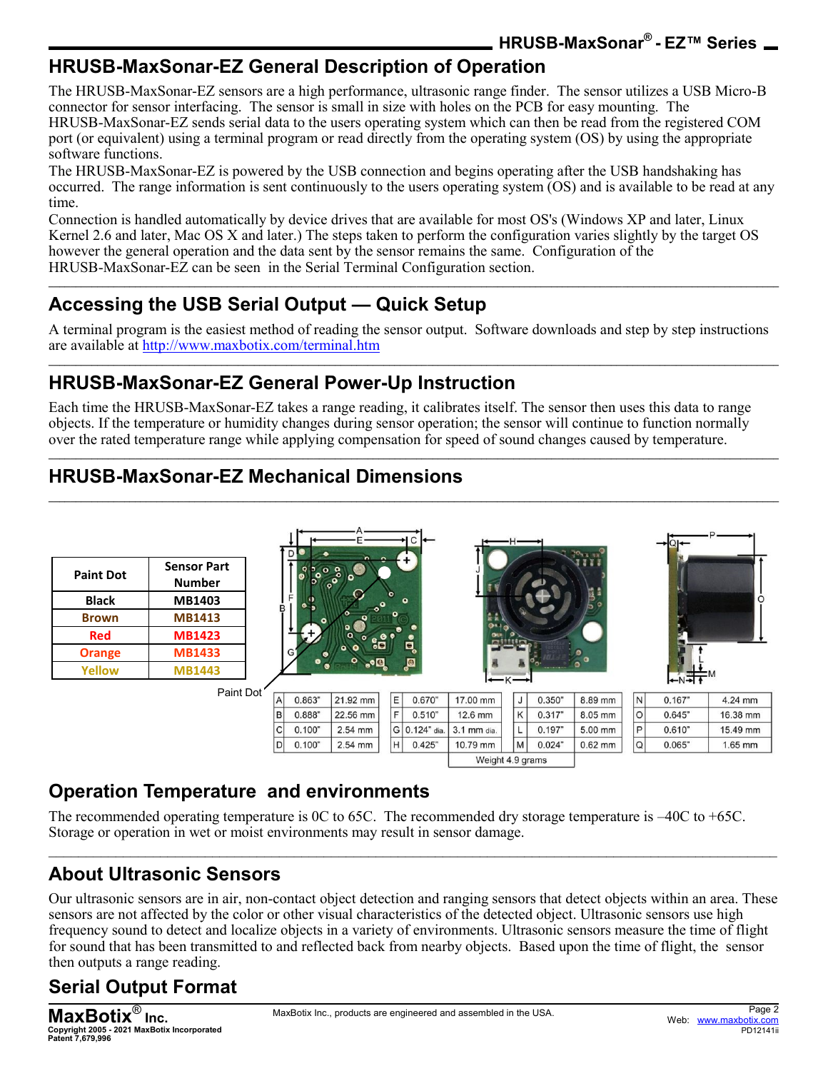## HRUSB-MaxSonar-EZ General Description of Operation

The HRUSB-MaxSonar-EZ sensors are a high performance, ultrasonic range finder. The sensor utilizes a USB Micro-B connector for sensor interfacing. The sensor is small in size with holes on the PCB for easy mounting. The HRUSB-MaxSonar-EZ sends serial data to the users operating system which can then be read from the registered COM port (or equivalent) using a terminal program or read directly from the operating system (OS) by using the appropriate software functions.

The HRUSB-MaxSonar-EZ is powered by the USB connection and begins operating after the USB handshaking has occurred. The range information is sent continuously to the users operating system (OS) and is available to be read at any time.

Connection is handled automatically by device drives that are available for most OS's (Windows XP and later, Linux Kernel 2.6 and later, Mac OS X and later.) The steps taken to perform the configuration varies slightly by the target OS however the general operation and the data sent by the sensor remains the same. Configuration of the HRUSB-MaxSonar-EZ can be seen in the Serial Terminal Configuration section.

## Accessing the USB Serial Output — Quick Setup

A terminal program is the easiest method of reading the sensor output. Software downloads and step by step instructions are available at http://www.maxbotix.com/terminal.htm

## HRUSB-MaxSonar-EZ General Power-Up Instruction

Each time the HRUSB-MaxSonar-EZ takes a range reading, it calibrates itself. The sensor then uses this data to range objects. If the temperature or humidity changes during sensor operation; the sensor will continue to function normally over the rated temperature range while applying compensation for speed of sound changes caused by temperature.

## HRUSB-MaxSonar-EZ Mechanical Dimensions

| Paint Dot | Sensor Part Number |
|---|---|
| Black | MB1403 |
| Brown | MB1413 |
| Red | MB1423 |
| Orange | MB1433 |
| Yellow | MB1443 |

Paint Dot

| | | | | | | | | | | | | | | |
|---|---|---|---|---|---|---|---|---|---|---|---|---|---|---|
| A | 0.863" | 21.92 mm | E | 0.670" | 17.00 mm | J | 0.350" | 8.89 mm | N | 0.167" | 4.24 mm |
| B | 0.888" | 22.56 mm | F | 0.510" | 12.6 mm | K | 0.317" | 8.05 mm | O | 0.645" | 16.38 mm |
| C | 0.100" | 2.54 mm | G | 0.124" dia. | 3.1 mm dia. | L | 0.197" | 5.00 mm | P | 0.610" | 15.49 mm |
| D | 0.100" | 2.54 mm | H | 0.425" | 10.79 mm | M | 0.024" | 0.62 mm | Q | 0.065" | 1.65 mm |

Weight 4.9 grams

## Operation Temperature and environments

The recommended operating temperature is 0C to 65C. The recommended dry storage temperature is –40C to +65C. Storage or operation in wet or moist environments may result in sensor damage.

## About Ultrasonic Sensors

Our ultrasonic sensors are in air, non-contact object detection and ranging sensors that detect objects within an area. These sensors are not affected by the color or other visual characteristics of the detected object. Ultrasonic sensors use high frequency sound to detect and localize objects in a variety of environments. Ultrasonic sensors measure the time of flight for sound that has been transmitted to and reflected back from nearby objects. Based upon the time of flight, the sensor then outputs a range reading.

## Serial Output Format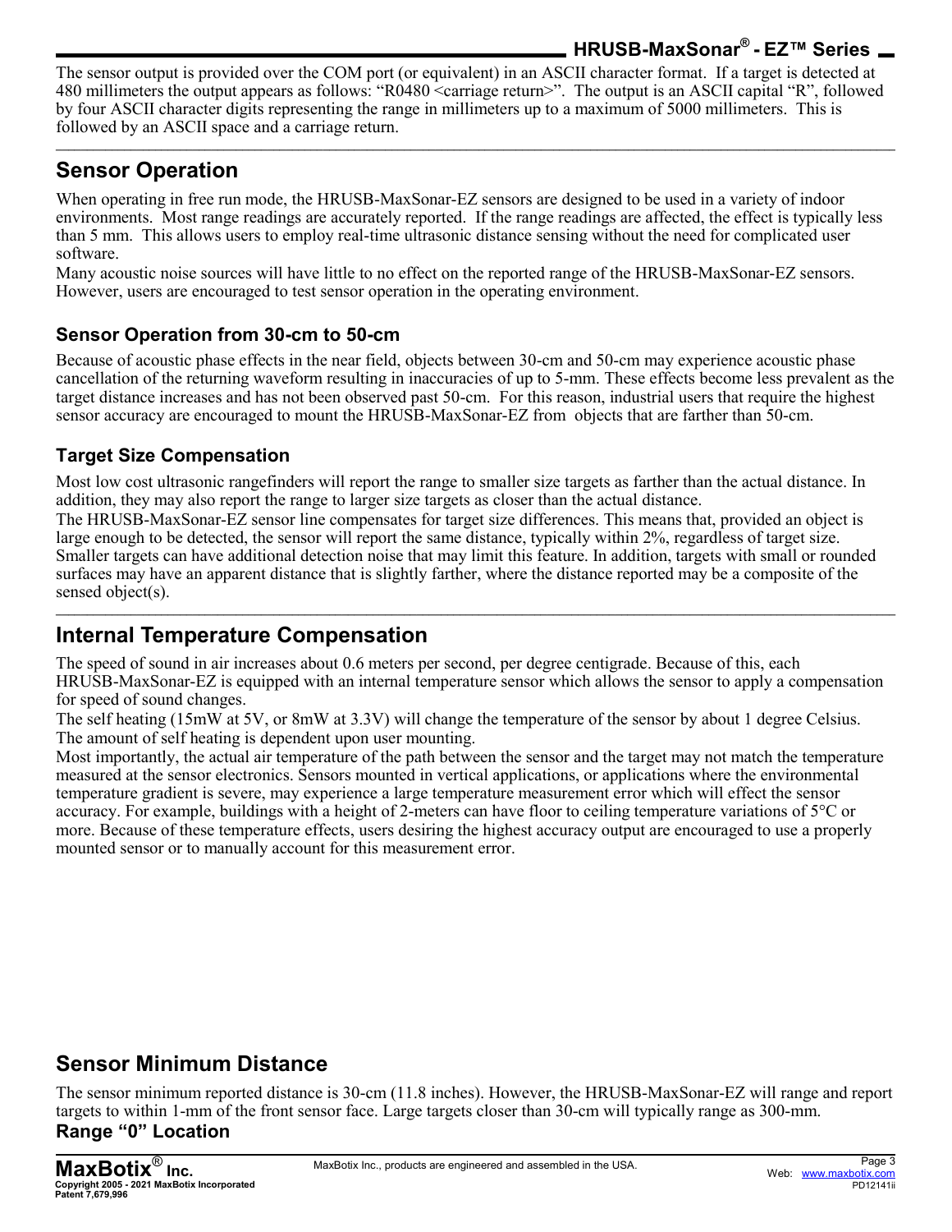The sensor output is provided over the COM port (or equivalent) in an ASCII character format. If a target is detected at 480 millimeters the output appears as follows: "R0480 <carriage return>". The output is an ASCII capital "R", followed by four ASCII character digits representing the range in millimeters up to a maximum of 5000 millimeters. This is followed by an ASCII space and a carriage return.

## Sensor Operation

When operating in free run mode, the HRUSB-MaxSonar-EZ sensors are designed to be used in a variety of indoor environments. Most range readings are accurately reported. If the range readings are affected, the effect is typically less than 5 mm. This allows users to employ real-time ultrasonic distance sensing without the need for complicated user software.

Many acoustic noise sources will have little to no effect on the reported range of the HRUSB-MaxSonar-EZ sensors. However, users are encouraged to test sensor operation in the operating environment.

### Sensor Operation from 30-cm to 50-cm

Because of acoustic phase effects in the near field, objects between 30-cm and 50-cm may experience acoustic phase cancellation of the returning waveform resulting in inaccuracies of up to 5-mm. These effects become less prevalent as the target distance increases and has not been observed past 50-cm. For this reason, industrial users that require the highest sensor accuracy are encouraged to mount the HRUSB-MaxSonar-EZ from objects that are farther than 50-cm.

### Target Size Compensation

Most low cost ultrasonic rangefinders will report the range to smaller size targets as farther than the actual distance. In addition, they may also report the range to larger size targets as closer than the actual distance.

The HRUSB-MaxSonar-EZ sensor line compensates for target size differences. This means that, provided an object is large enough to be detected, the sensor will report the same distance, typically within 2%, regardless of target size. Smaller targets can have additional detection noise that may limit this feature. In addition, targets with small or rounded surfaces may have an apparent distance that is slightly farther, where the distance reported may be a composite of the sensed object(s).

## Internal Temperature Compensation

The speed of sound in air increases about 0.6 meters per second, per degree centigrade. Because of this, each HRUSB-MaxSonar-EZ is equipped with an internal temperature sensor which allows the sensor to apply a compensation for speed of sound changes.

The self heating (15mW at 5V, or 8mW at 3.3V) will change the temperature of the sensor by about 1 degree Celsius. The amount of self heating is dependent upon user mounting.

Most importantly, the actual air temperature of the path between the sensor and the target may not match the temperature measured at the sensor electronics. Sensors mounted in vertical applications, or applications where the environmental temperature gradient is severe, may experience a large temperature measurement error which will effect the sensor accuracy. For example, buildings with a height of 2-meters can have floor to ceiling temperature variations of 5°C or more. Because of these temperature effects, users desiring the highest accuracy output are encouraged to use a properly mounted sensor or to manually account for this measurement error.

## Sensor Minimum Distance

The sensor minimum reported distance is 30-cm (11.8 inches). However, the HRUSB-MaxSonar-EZ will range and report targets to within 1-mm of the front sensor face. Large targets closer than 30-cm will typically range as 300-mm.

### Range "0" Location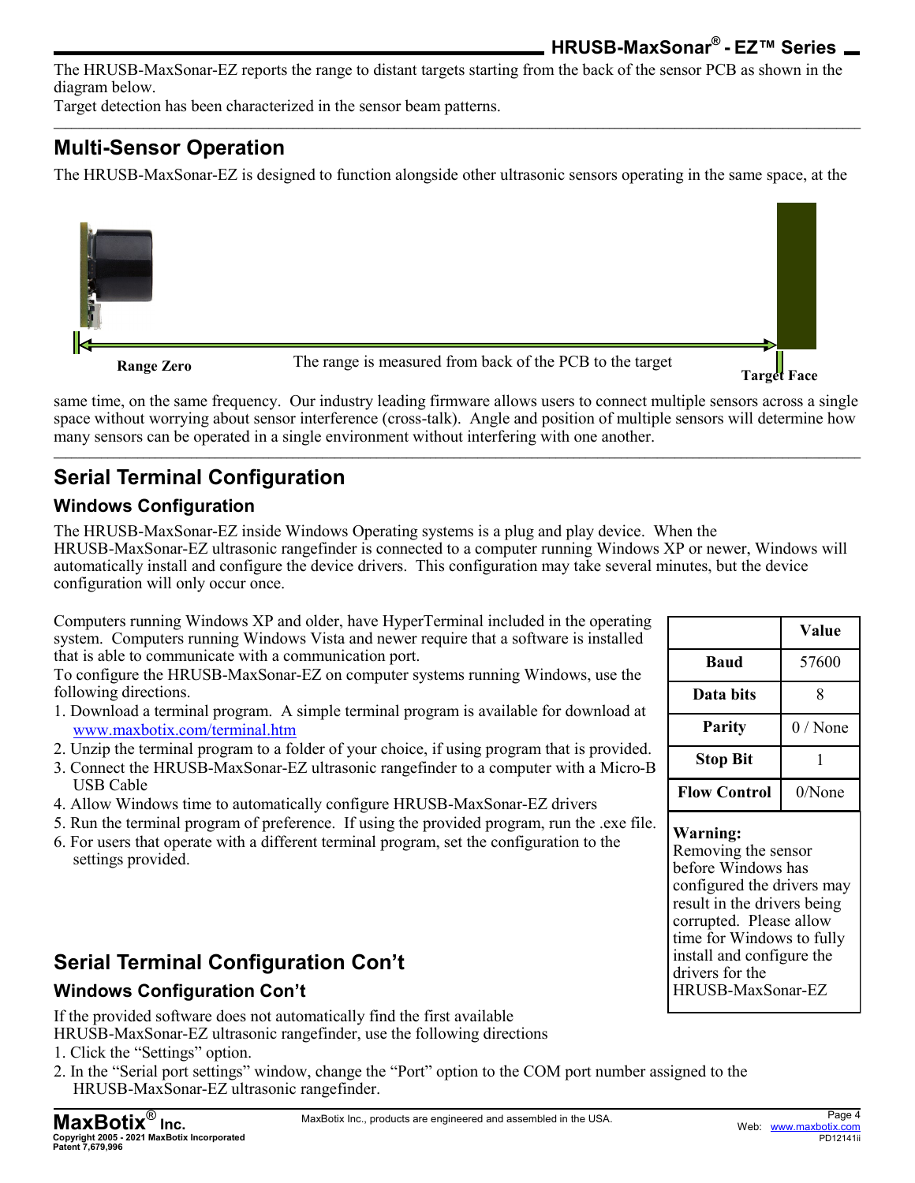The HRUSB-MaxSonar-EZ reports the range to distant targets starting from the back of the sensor PCB as shown in the diagram below.
Target detection has been characterized in the sensor beam patterns.

## Multi-Sensor Operation

The HRUSB-MaxSonar-EZ is designed to function alongside other ultrasonic sensors operating in the same space, at the same time, on the same frequency. Our industry leading firmware allows users to connect multiple sensors across a single space without worrying about sensor interference (cross-talk). Angle and position of multiple sensors will determine how many sensors can be operated in a single environment without interfering with one another.

**Range Zero** — The range is measured from back of the PCB to the target — **Target Face**

## Serial Terminal Configuration

### Windows Configuration

The HRUSB-MaxSonar-EZ inside Windows Operating systems is a plug and play device. When the HRUSB-MaxSonar-EZ ultrasonic rangefinder is connected to a computer running Windows XP or newer, Windows will automatically install and configure the device drivers. This configuration may take several minutes, but the device configuration will only occur once.

Computers running Windows XP and older, have HyperTerminal included in the operating system. Computers running Windows Vista and newer require that a software is installed that is able to communicate with a communication port.
To configure the HRUSB-MaxSonar-EZ on computer systems running Windows, use the following directions.

1. Download a terminal program. A simple terminal program is available for download at www.maxbotix.com/terminal.htm
2. Unzip the terminal program to a folder of your choice, if using program that is provided.
3. Connect the HRUSB-MaxSonar-EZ ultrasonic rangefinder to a computer with a Micro-B USB Cable
4. Allow Windows time to automatically configure HRUSB-MaxSonar-EZ drivers
5. Run the terminal program of preference. If using the provided program, run the .exe file.
6. For users that operate with a different terminal program, set the configuration to the settings provided.

| | Value |
|---|---|
| **Baud** | 57600 |
| **Data bits** | 8 |
| **Parity** | 0 / None |
| **Stop Bit** | 1 |
| **Flow Control** | 0/None |

**Warning:**
Removing the sensor before Windows has configured the drivers may result in the drivers being corrupted. Please allow time for Windows to fully install and configure the drivers for the HRUSB-MaxSonar-EZ

## Serial Terminal Configuration Con't

### Windows Configuration Con't

If the provided software does not automatically find the first available HRUSB-MaxSonar-EZ ultrasonic rangefinder, use the following directions

1. Click the "Settings" option.
2. In the "Serial port settings" window, change the "Port" option to the COM port number assigned to the HRUSB-MaxSonar-EZ ultrasonic rangefinder.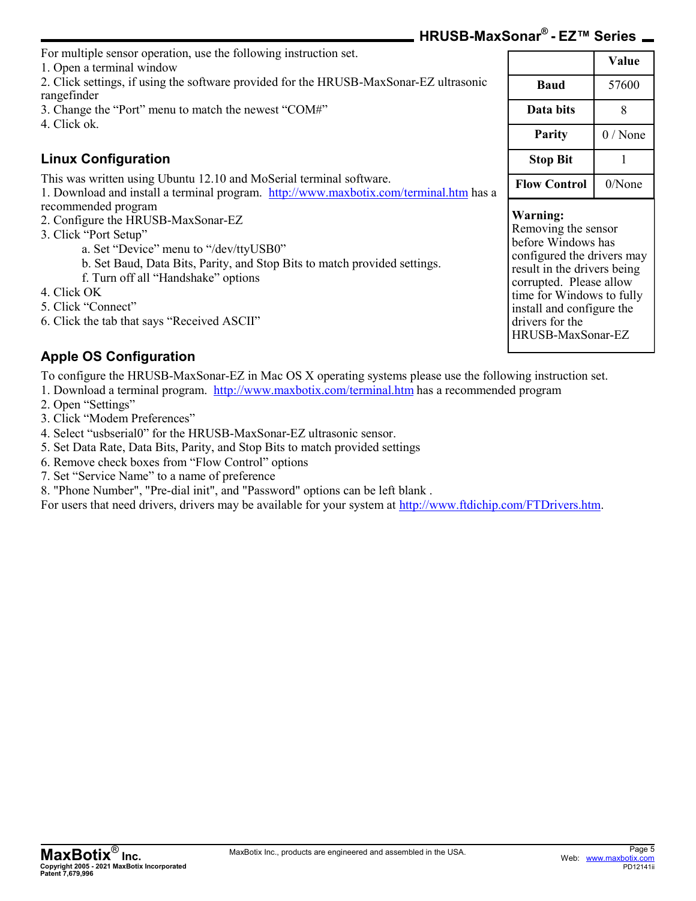For multiple sensor operation, use the following instruction set.

1. Open a terminal window
2. Click settings, if using the software provided for the HRUSB-MaxSonar-EZ ultrasonic rangefinder
3. Change the "Port" menu to match the newest "COM#"
4. Click ok.

|  | Value |
|---|---|
| **Baud** | 57600 |
| **Data bits** | 8 |
| **Parity** | 0 / None |
| **Stop Bit** | 1 |
| **Flow Control** | 0/None |

**Warning:**
Removing the sensor before Windows has configured the drivers may result in the drivers being corrupted. Please allow time for Windows to fully install and configure the drivers for the HRUSB-MaxSonar-EZ

## Linux Configuration

This was written using Ubuntu 12.10 and MoSerial terminal software.

1. Download and install a terminal program. http://www.maxbotix.com/terminal.htm has a recommended program
2. Configure the HRUSB-MaxSonar-EZ
3. Click "Port Setup"
   a. Set "Device" menu to "/dev/ttyUSB0"
   b. Set Baud, Data Bits, Parity, and Stop Bits to match provided settings.
   f. Turn off all "Handshake" options
4. Click OK
5. Click "Connect"
6. Click the tab that says "Received ASCII"

## Apple OS Configuration

To configure the HRUSB-MaxSonar-EZ in Mac OS X operating systems please use the following instruction set.

1. Download a terminal program. http://www.maxbotix.com/terminal.htm has a recommended program
2. Open "Settings"
3. Click "Modem Preferences"
4. Select "usbserial0" for the HRUSB-MaxSonar-EZ ultrasonic sensor.
5. Set Data Rate, Data Bits, Parity, and Stop Bits to match provided settings
6. Remove check boxes from "Flow Control" options
7. Set "Service Name" to a name of preference
8. "Phone Number", "Pre-dial init", and "Password" options can be left blank .

For users that need drivers, drivers may be available for your system at http://www.ftdichip.com/FTDrivers.htm.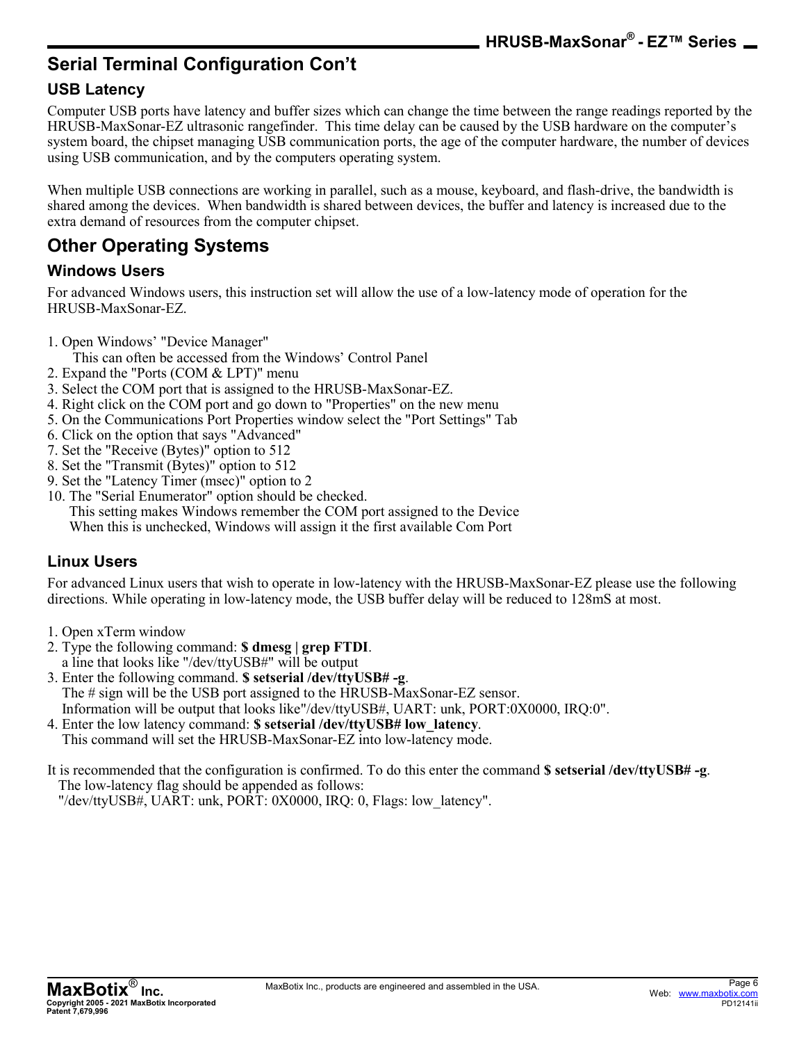## Serial Terminal Configuration Con't

### USB Latency

Computer USB ports have latency and buffer sizes which can change the time between the range readings reported by the HRUSB-MaxSonar-EZ ultrasonic rangefinder. This time delay can be caused by the USB hardware on the computer's system board, the chipset managing USB communication ports, the age of the computer hardware, the number of devices using USB communication, and by the computers operating system.

When multiple USB connections are working in parallel, such as a mouse, keyboard, and flash-drive, the bandwidth is shared among the devices. When bandwidth is shared between devices, the buffer and latency is increased due to the extra demand of resources from the computer chipset.

## Other Operating Systems

### Windows Users

For advanced Windows users, this instruction set will allow the use of a low-latency mode of operation for the HRUSB-MaxSonar-EZ.

1. Open Windows' "Device Manager"
   This can often be accessed from the Windows' Control Panel
2. Expand the "Ports (COM & LPT)" menu
3. Select the COM port that is assigned to the HRUSB-MaxSonar-EZ.
4. Right click on the COM port and go down to "Properties" on the new menu
5. On the Communications Port Properties window select the "Port Settings" Tab
6. Click on the option that says "Advanced"
7. Set the "Receive (Bytes)" option to 512
8. Set the "Transmit (Bytes)" option to 512
9. Set the "Latency Timer (msec)" option to 2
10. The "Serial Enumerator" option should be checked.
    This setting makes Windows remember the COM port assigned to the Device
    When this is unchecked, Windows will assign it the first available Com Port

### Linux Users

For advanced Linux users that wish to operate in low-latency with the HRUSB-MaxSonar-EZ please use the following directions. While operating in low-latency mode, the USB buffer delay will be reduced to 128mS at most.

1. Open xTerm window
2. Type the following command: **$ dmesg | grep FTDI**.
   a line that looks like "/dev/ttyUSB#" will be output
3. Enter the following command. **$ setserial /dev/ttyUSB# -g**.
   The # sign will be the USB port assigned to the HRUSB-MaxSonar-EZ sensor.
   Information will be output that looks like"/dev/ttyUSB#, UART: unk, PORT:0X0000, IRQ:0".
4. Enter the low latency command: **$ setserial /dev/ttyUSB# low_latency**.
   This command will set the HRUSB-MaxSonar-EZ into low-latency mode.

It is recommended that the configuration is confirmed. To do this enter the command **$ setserial /dev/ttyUSB# -g**.
The low-latency flag should be appended as follows:
"/dev/ttyUSB#, UART: unk, PORT: 0X0000, IRQ: 0, Flags: low_latency".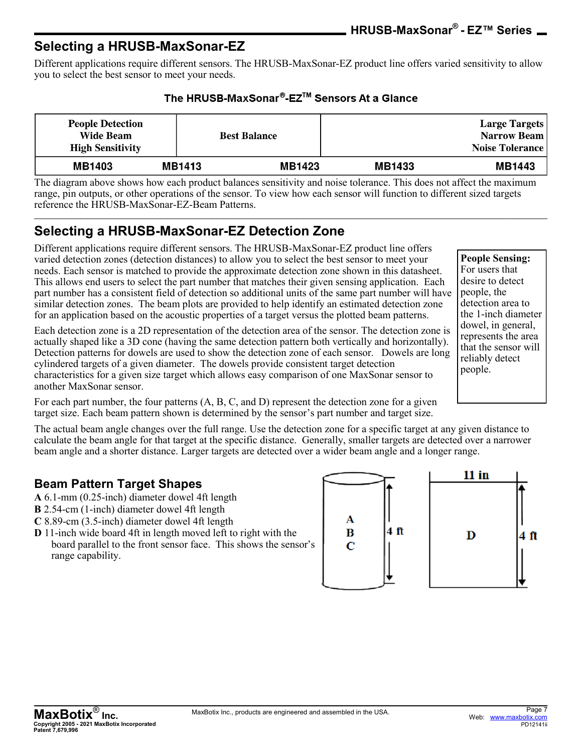## Selecting a HRUSB-MaxSonar-EZ

Different applications require different sensors. The HRUSB-MaxSonar-EZ product line offers varied sensitivity to allow you to select the best sensor to meet your needs.

### The HRUSB-MaxSonar®-EZ™ Sensors At a Glance

| People Detection<br>Wide Beam<br>High Sensitivity | | Best Balance | | Large Targets<br>Narrow Beam<br>Noise Tolerance |
|---|---|---|---|---|
| MB1403 | MB1413 | MB1423 | MB1433 | MB1443 |

The diagram above shows how each product balances sensitivity and noise tolerance. This does not affect the maximum range, pin outputs, or other operations of the sensor. To view how each sensor will function to different sized targets reference the HRUSB-MaxSonar-EZ-Beam Patterns.

## Selecting a HRUSB-MaxSonar-EZ Detection Zone

Different applications require different sensors. The HRUSB-MaxSonar-EZ product line offers varied detection zones (detection distances) to allow you to select the best sensor to meet your needs. Each sensor is matched to provide the approximate detection zone shown in this datasheet. This allows end users to select the part number that matches their given sensing application. Each part number has a consistent field of detection so additional units of the same part number will have similar detection zones. The beam plots are provided to help identify an estimated detection zone for an application based on the acoustic properties of a target versus the plotted beam patterns.

Each detection zone is a 2D representation of the detection area of the sensor. The detection zone is actually shaped like a 3D cone (having the same detection pattern both vertically and horizontally). Detection patterns for dowels are used to show the detection zone of each sensor. Dowels are long cylindered targets of a given diameter. The dowels provide consistent target detection characteristics for a given size target which allows easy comparison of one MaxSonar sensor to another MaxSonar sensor.

For each part number, the four patterns (A, B, C, and D) represent the detection zone for a given target size. Each beam pattern shown is determined by the sensor's part number and target size.

**People Sensing:** For users that desire to detect people, the detection area to the 1-inch diameter dowel, in general, represents the area that the sensor will reliably detect people.

The actual beam angle changes over the full range. Use the detection zone for a specific target at any given distance to calculate the beam angle for that target at the specific distance. Generally, smaller targets are detected over a narrower beam angle and a shorter distance. Larger targets are detected over a wider beam angle and a longer range.

### Beam Pattern Target Shapes

**A** 6.1-mm (0.25-inch) diameter dowel 4ft length
**B** 2.54-cm (1-inch) diameter dowel 4ft length
**C** 8.89-cm (3.5-inch) diameter dowel 4ft length
**D** 11-inch wide board 4ft in length moved left to right with the board parallel to the front sensor face. This shows the sensor's range capability.

A B C — 4 ft

D — 11 in — 4 ft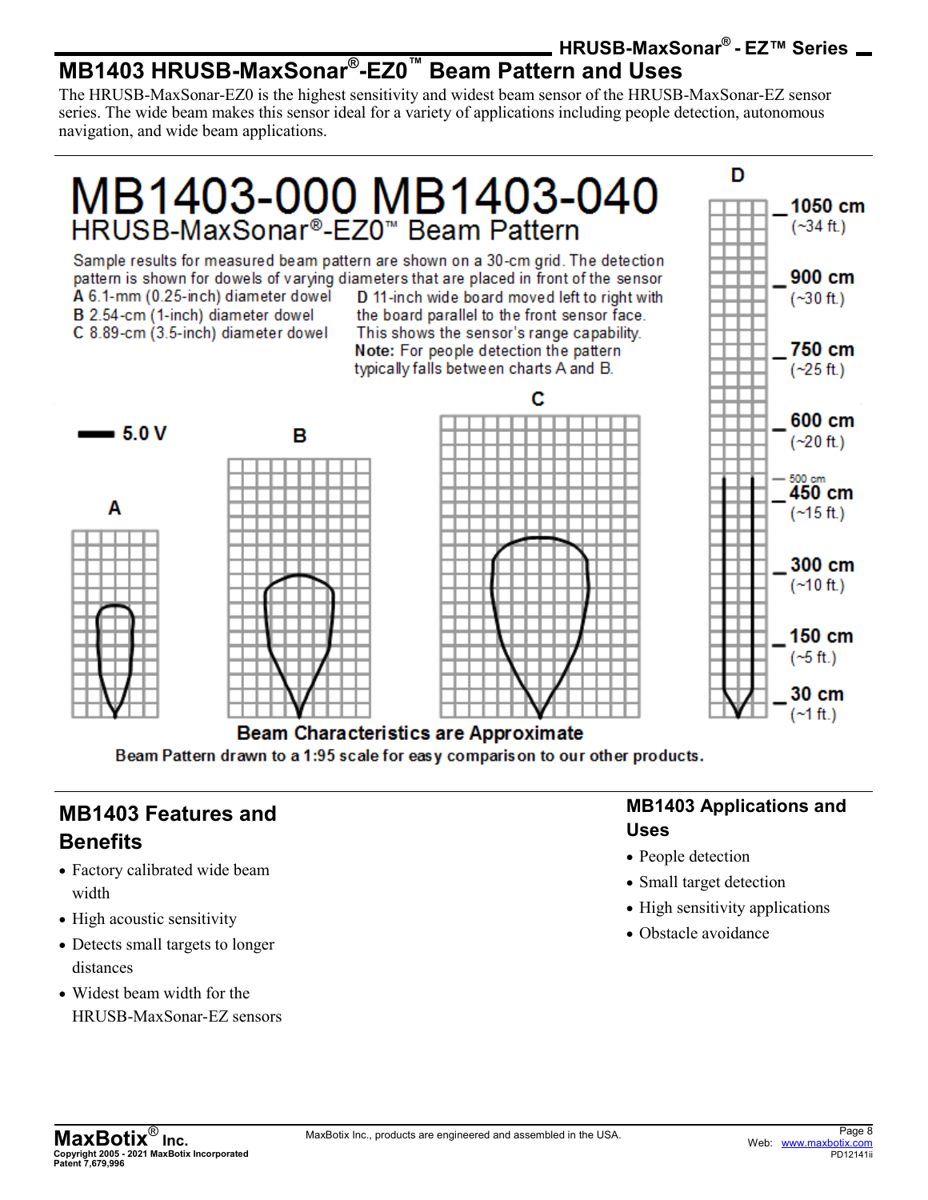# MB1403 HRUSB-MaxSonar®-EZ0™ Beam Pattern and Uses

The HRUSB-MaxSonar-EZ0 is the highest sensitivity and widest beam sensor of the HRUSB-MaxSonar-EZ sensor series. The wide beam makes this sensor ideal for a variety of applications including people detection, autonomous navigation, and wide beam applications.

## MB1403-000 MB1403-040

### HRUSB-MaxSonar®-EZ0™ Beam Pattern

Sample results for measured beam pattern are shown on a 30-cm grid. The detection pattern is shown for dowels of varying diameters that are placed in front of the sensor

A 6.1-mm (0.25-inch) diameter dowel
B 2.54-cm (1-inch) diameter dowel
C 8.89-cm (3.5-inch) diameter dowel

D 11-inch wide board moved left to right with the board parallel to the front sensor face. This shows the sensor's range capability.

**Note:** For people detection the pattern typically falls between charts A and B.

5.0 V

A B C D

1050 cm (~34 ft.)
900 cm (~30 ft.)
750 cm (~25 ft.)
600 cm (~20 ft.)
500 cm
450 cm (~15 ft.)
300 cm (~10 ft.)
150 cm (~5 ft.)
30 cm (~1 ft.)

**Beam Characteristics are Approximate**

**Beam Pattern drawn to a 1:95 scale for easy comparison to our other products.**

## MB1403 Features and Benefits

- Factory calibrated wide beam width
- High acoustic sensitivity
- Detects small targets to longer distances
- Widest beam width for the HRUSB-MaxSonar-EZ sensors

## MB1403 Applications and Uses

- People detection
- Small target detection
- High sensitivity applications
- Obstacle avoidance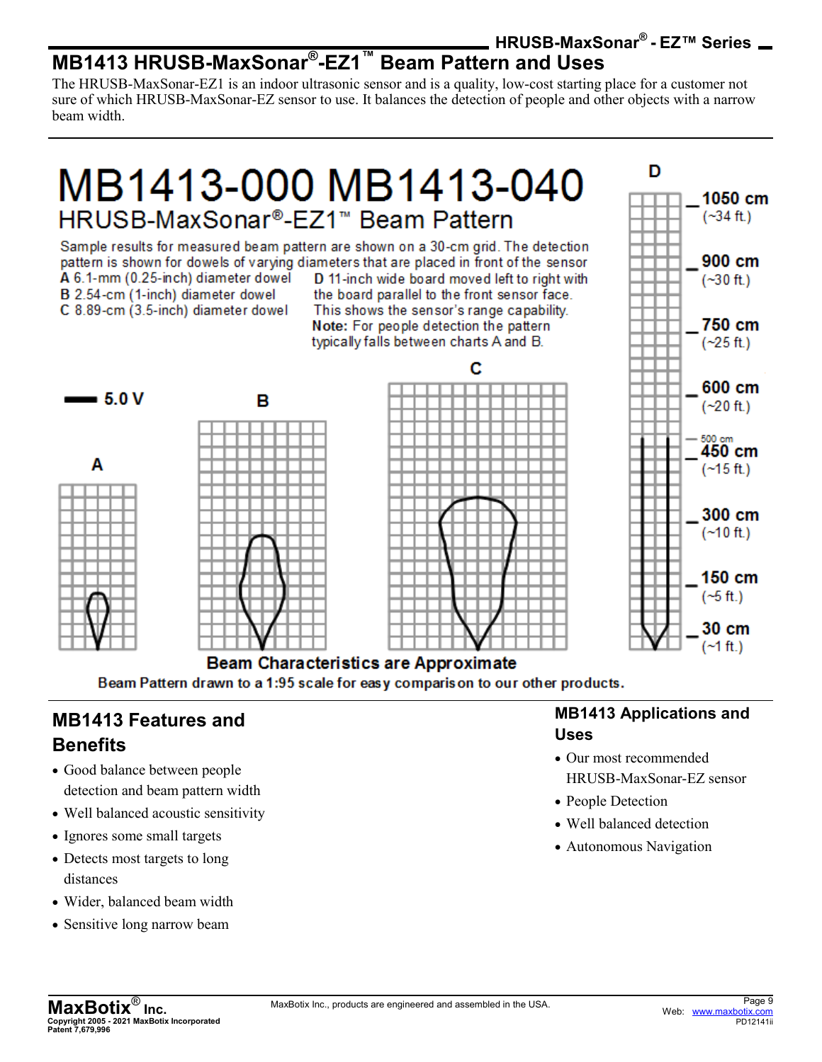# MB1413 HRUSB-MaxSonar®-EZ1™ Beam Pattern and Uses

The HRUSB-MaxSonar-EZ1 is an indoor ultrasonic sensor and is a quality, low-cost starting place for a customer not sure of which HRUSB-MaxSonar-EZ sensor to use. It balances the detection of people and other objects with a narrow beam width.

## MB1413-000 MB1413-040

### HRUSB-MaxSonar®-EZ1™ Beam Pattern

Sample results for measured beam pattern are shown on a 30-cm grid. The detection pattern is shown for dowels of varying diameters that are placed in front of the sensor

**A** 6.1-mm (0.25-inch) diameter dowel
**B** 2.54-cm (1-inch) diameter dowel
**C** 8.89-cm (3.5-inch) diameter dowel
**D** 11-inch wide board moved left to right with the board parallel to the front sensor face. This shows the sensor's range capability.

**Note:** For people detection the pattern typically falls between charts A and B.

5.0 V

A B C D

1050 cm (~34 ft.)
900 cm (~30 ft.)
750 cm (~25 ft.)
600 cm (~20 ft.)
500 cm
450 cm (~15 ft.)
300 cm (~10 ft.)
150 cm (~5 ft.)
30 cm (~1 ft.)

**Beam Characteristics are Approximate**

Beam Pattern drawn to a 1:95 scale for easy comparison to our other products.

## MB1413 Features and Benefits

- Good balance between people detection and beam pattern width
- Well balanced acoustic sensitivity
- Ignores some small targets
- Detects most targets to long distances
- Wider, balanced beam width
- Sensitive long narrow beam

## MB1413 Applications and Uses

- Our most recommended HRUSB-MaxSonar-EZ sensor
- People Detection
- Well balanced detection
- Autonomous Navigation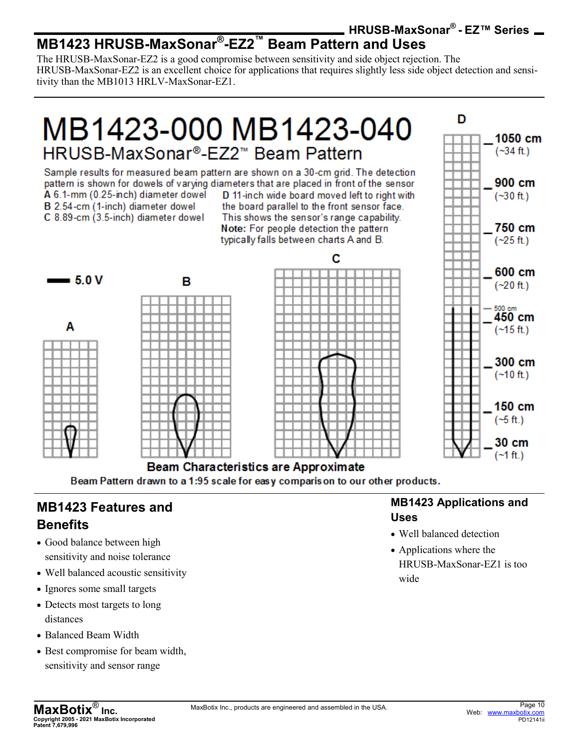# MB1423 HRUSB-MaxSonar®-EZ2™ Beam Pattern and Uses

The HRUSB-MaxSonar-EZ2 is a good compromise between sensitivity and side object rejection. The HRUSB-MaxSonar-EZ2 is an excellent choice for applications that requires slightly less side object detection and sensitivity than the MB1013 HRLV-MaxSonar-EZ1.

## MB1423-000 MB1423-040

### HRUSB-MaxSonar®-EZ2™ Beam Pattern

Sample results for measured beam pattern are shown on a 30-cm grid. The detection pattern is shown for dowels of varying diameters that are placed in front of the sensor

**A** 6.1-mm (0.25-inch) diameter dowel
**B** 2.54-cm (1-inch) diameter dowel
**C** 8.89-cm (3.5-inch) diameter dowel

**D** 11-inch wide board moved left to right with the board parallel to the front sensor face. This shows the sensor's range capability.

**Note:** For people detection the pattern typically falls between charts A and B.

5.0 V

A B C D

1050 cm (~34 ft.)
900 cm (~30 ft.)
750 cm (~25 ft.)
600 cm (~20 ft.)
500 cm
450 cm (~15 ft.)
300 cm (~10 ft.)
150 cm (~5 ft.)
30 cm (~1 ft.)

**Beam Characteristics are Approximate**

**Beam Pattern drawn to a 1:95 scale for easy comparison to our other products.**

## MB1423 Features and Benefits

- Good balance between high sensitivity and noise tolerance
- Well balanced acoustic sensitivity
- Ignores some small targets
- Detects most targets to long distances
- Balanced Beam Width
- Best compromise for beam width, sensitivity and sensor range

## MB1423 Applications and Uses

- Well balanced detection
- Applications where the HRUSB-MaxSonar-EZ1 is too wide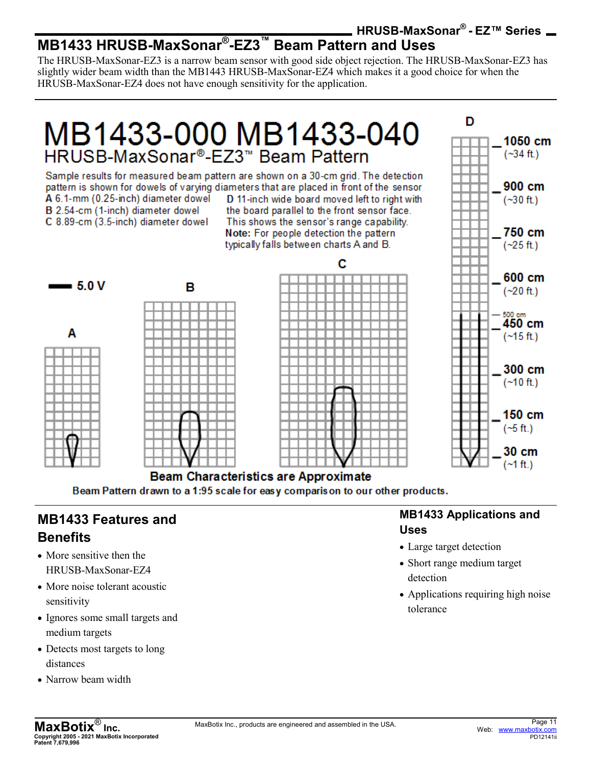## MB1433 HRUSB-MaxSonar®-EZ3™ Beam Pattern and Uses

The HRUSB-MaxSonar-EZ3 is a narrow beam sensor with good side object rejection. The HRUSB-MaxSonar-EZ3 has slightly wider beam width than the MB1443 HRUSB-MaxSonar-EZ4 which makes it a good choice for when the HRUSB-MaxSonar-EZ4 does not have enough sensitivity for the application.

# MB1433-000 MB1433-040

### HRUSB-MaxSonar®-EZ3™ Beam Pattern

Sample results for measured beam pattern are shown on a 30-cm grid. The detection pattern is shown for dowels of varying diameters that are placed in front of the sensor

A 6.1-mm (0.25-inch) diameter dowel
B 2.54-cm (1-inch) diameter dowel
C 8.89-cm (3.5-inch) diameter dowel
D 11-inch wide board moved left to right with the board parallel to the front sensor face. This shows the sensor's range capability.

**Note:** For people detection the pattern typically falls between charts A and B.

5.0 V

A B C D

1050 cm (~34 ft.)
900 cm (~30 ft.)
750 cm (~25 ft.)
600 cm (~20 ft.)
500 cm
450 cm (~15 ft.)
300 cm (~10 ft.)
150 cm (~5 ft.)
30 cm (~1 ft.)

**Beam Characteristics are Approximate**

**Beam Pattern drawn to a 1:95 scale for easy comparison to our other products.**

## MB1433 Features and Benefits

- More sensitive then the HRUSB-MaxSonar-EZ4
- More noise tolerant acoustic sensitivity
- Ignores some small targets and medium targets
- Detects most targets to long distances
- Narrow beam width

## MB1433 Applications and Uses

- Large target detection
- Short range medium target detection
- Applications requiring high noise tolerance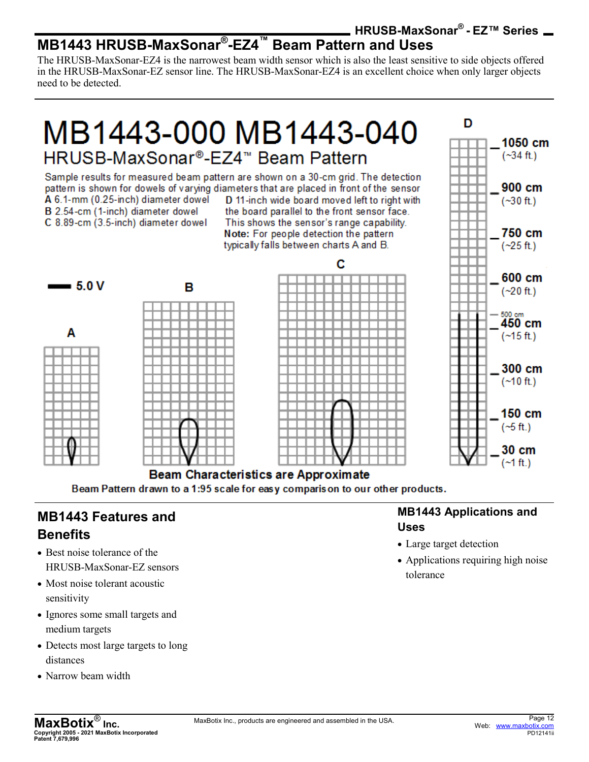## MB1443 HRUSB-MaxSonar®-EZ4™ Beam Pattern and Uses

The HRUSB-MaxSonar-EZ4 is the narrowest beam width sensor which is also the least sensitive to side objects offered in the HRUSB-MaxSonar-EZ sensor line. The HRUSB-MaxSonar-EZ4 is an excellent choice when only larger objects need to be detected.

# MB1443-000 MB1443-040

## HRUSB-MaxSonar®-EZ4™ Beam Pattern

Sample results for measured beam pattern are shown on a 30-cm grid. The detection pattern is shown for dowels of varying diameters that are placed in front of the sensor

**A** 6.1-mm (0.25-inch) diameter dowel
**B** 2.54-cm (1-inch) diameter dowel
**C** 8.89-cm (3.5-inch) diameter dowel
**D** 11-inch wide board moved left to right with the board parallel to the front sensor face. This shows the sensor's range capability.

**Note:** For people detection the pattern typically falls between charts A and B.

5.0 V

A B C D

1050 cm (~34 ft.)
900 cm (~30 ft.)
750 cm (~25 ft.)
600 cm (~20 ft.)
500 cm
450 cm (~15 ft.)
300 cm (~10 ft.)
150 cm (~5 ft.)
30 cm (~1 ft.)

**Beam Characteristics are Approximate**

**Beam Pattern drawn to a 1:95 scale for easy comparison to our other products.**

### MB1443 Features and Benefits

- Best noise tolerance of the HRUSB-MaxSonar-EZ sensors
- Most noise tolerant acoustic sensitivity
- Ignores some small targets and medium targets
- Detects most large targets to long distances
- Narrow beam width

### MB1443 Applications and Uses

- Large target detection
- Applications requiring high noise tolerance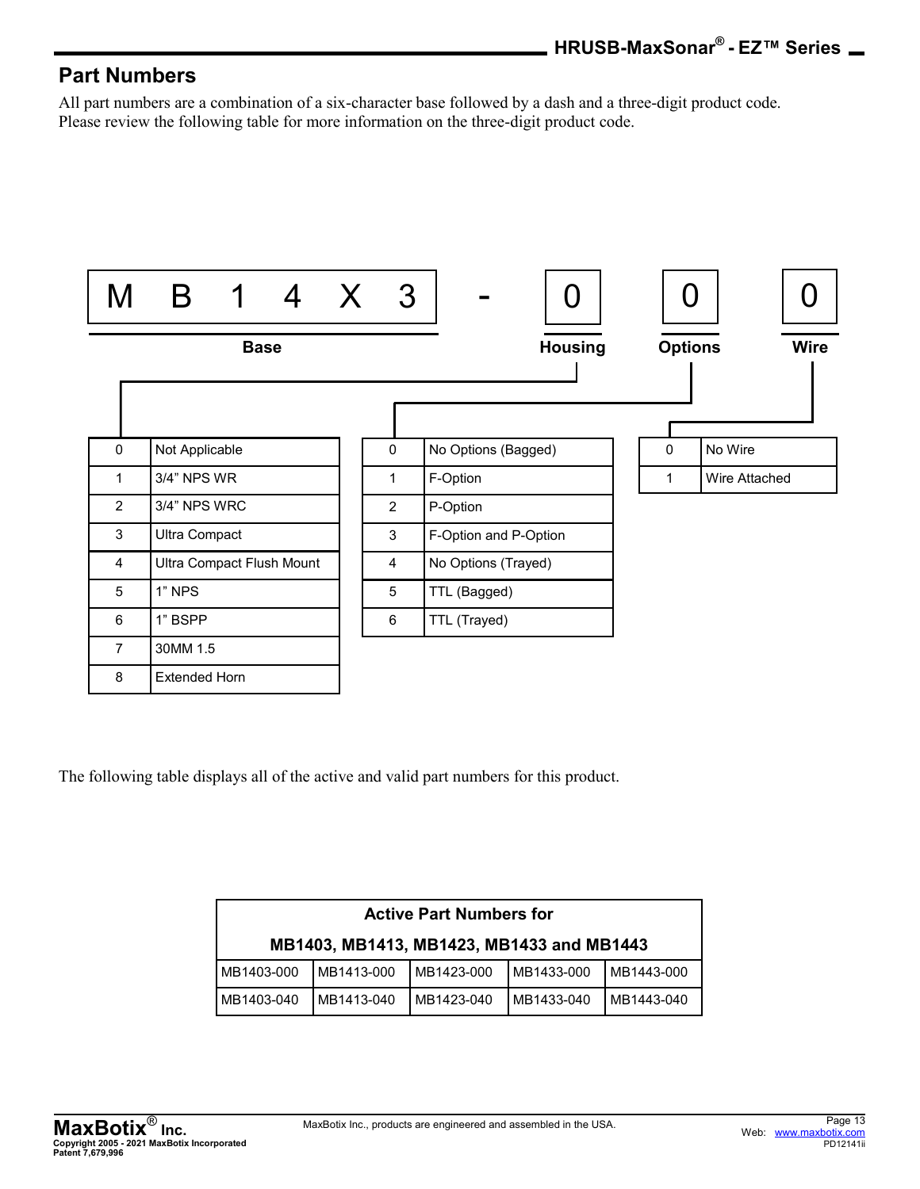## Part Numbers

All part numbers are a combination of a six-character base followed by a dash and a three-digit product code. Please review the following table for more information on the three-digit product code.

| M | B | 1 | 4 | X | 3 | - | 0 | 0 | 0 |
|---|---|---|---|---|---|---|---|---|---|
| Base | | | | | | | Housing | Options | Wire |

**Housing**

| | |
|---|---|
| 0 | Not Applicable |
| 1 | 3/4" NPS WR |
| 2 | 3/4" NPS WRC |
| 3 | Ultra Compact |
| 4 | Ultra Compact Flush Mount |
| 5 | 1" NPS |
| 6 | 1" BSPP |
| 7 | 30MM 1.5 |
| 8 | Extended Horn |

**Options**

| | |
|---|---|
| 0 | No Options (Bagged) |
| 1 | F-Option |
| 2 | P-Option |
| 3 | F-Option and P-Option |
| 4 | No Options (Trayed) |
| 5 | TTL (Bagged) |
| 6 | TTL (Trayed) |

**Wire**

| | |
|---|---|
| 0 | No Wire |
| 1 | Wire Attached |

The following table displays all of the active and valid part numbers for this product.

| Active Part Numbers for MB1403, MB1413, MB1423, MB1433 and MB1443 | | | | |
|---|---|---|---|---|
| MB1403-000 | MB1413-000 | MB1423-000 | MB1433-000 | MB1443-000 |
| MB1403-040 | MB1413-040 | MB1423-040 | MB1433-040 | MB1443-040 |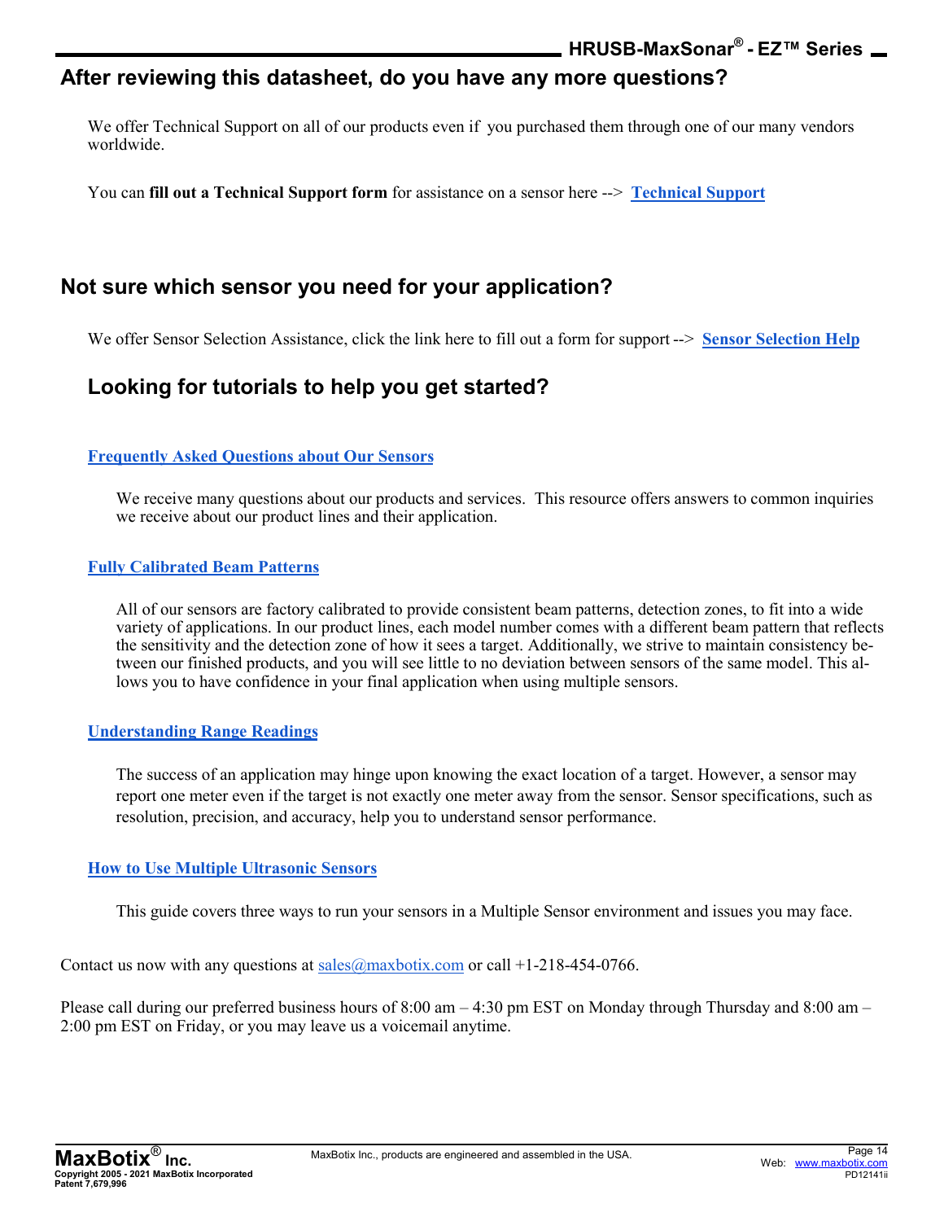## After reviewing this datasheet, do you have any more questions?

We offer Technical Support on all of our products even if you purchased them through one of our many vendors worldwide.

You can **fill out a Technical Support form** for assistance on a sensor here --> **Technical Support**

## Not sure which sensor you need for your application?

We offer Sensor Selection Assistance, click the link here to fill out a form for support --> **Sensor Selection Help**

## Looking for tutorials to help you get started?

**Frequently Asked Questions about Our Sensors**

We receive many questions about our products and services. This resource offers answers to common inquiries we receive about our product lines and their application.

**Fully Calibrated Beam Patterns**

All of our sensors are factory calibrated to provide consistent beam patterns, detection zones, to fit into a wide variety of applications. In our product lines, each model number comes with a different beam pattern that reflects the sensitivity and the detection zone of how it sees a target. Additionally, we strive to maintain consistency between our finished products, and you will see little to no deviation between sensors of the same model. This allows you to have confidence in your final application when using multiple sensors.

**Understanding Range Readings**

The success of an application may hinge upon knowing the exact location of a target. However, a sensor may report one meter even if the target is not exactly one meter away from the sensor. Sensor specifications, such as resolution, precision, and accuracy, help you to understand sensor performance.

**How to Use Multiple Ultrasonic Sensors**

This guide covers three ways to run your sensors in a Multiple Sensor environment and issues you may face.

Contact us now with any questions at sales@maxbotix.com or call +1-218-454-0766.

Please call during our preferred business hours of 8:00 am – 4:30 pm EST on Monday through Thursday and 8:00 am – 2:00 pm EST on Friday, or you may leave us a voicemail anytime.